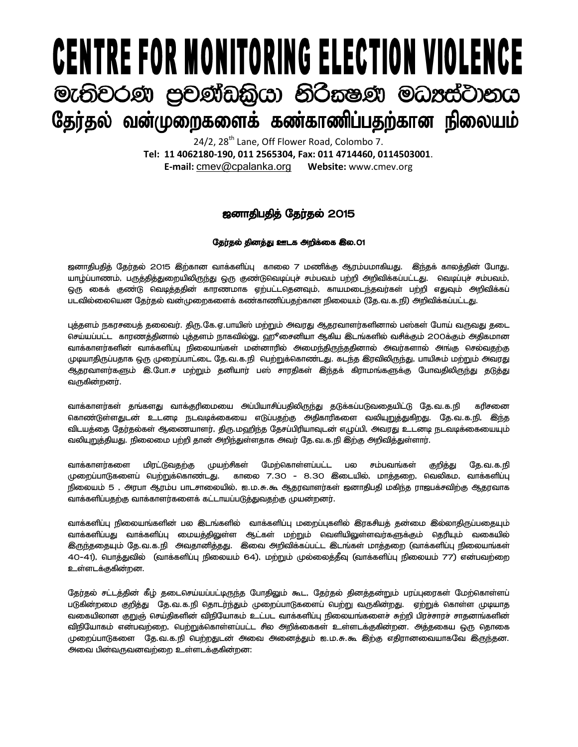# CENTRE FOR MONITORING ELECTION VIOLENCE

## මැතිවරණ ප්‍රචණ්ඩක්‍රියා නිරීක්ෂණ මධ්‍යස්ථානය

## தேர்தல் வன்முறைகளைக் கண்காணிப்பதற்கான நிலையம்

24/2, 28th Lane, Off Flower Road, Colombo 7.
**Tel:** **11 4062180-190, 011 2565304, Fax: 011 4714460, 0114503001**.
**E-mail:** cmev@cpalanka.org **Website:** www.cmev.org

### ஜனாதிபதித் தேர்தல் 2015

**தேர்தல் தினத்து ஊடக அறிக்கை இல.01**

ஜனாதிபதித் தேர்தல் 2015 இற்கான வாக்களிப்பு காலை 7 மணிக்கு ஆரம்பமாகியது. இந்தக் காலத்தின் போது, யாழ்ப்பாணம், பருத்தித்துறையிலிருந்து ஒரு குண்டுவெடிப்புச் சம்பவம் பற்றி அறிவிக்கப்பட்டது. வெடிப்புச் சம்பவம், ஒரு கைக் குண்டு வெடித்ததின் காரணமாக ஏற்பட்டதெனவும், காயமடைந்தவர்கள் பற்றி எதுவும் அறிவிக்கப் படவில்லையென தேர்தல் வன்முறைகளைக் கண்காணிப்பதற்கான நிலையம் (தே.வ.க.நி) அறிவிக்கப்பட்டது.

புத்தளம் நகரசபைத் தலைவர். திரு.கே.ஏ.பாயிஸ் மற்றும் அவரது ஆதரவாளர்களினால் பஸ்கள் போய் வருவது தடை செய்யப்பட்ட காரணத்தினால் புத்தளம் நாகவில்லு, ஹுசைனியா ஆகிய இடங்களில் வசிக்கும் 200க்கும் அதிகமான வாக்காளர்களின் வாக்களிப்பு நிலையங்கள் மன்னாரில் அமைந்திருந்ததினால் அவர்களால் அங்கு செல்வதற்கு முடியாதிருப்பதாக ஒரு முறைப்பாட்டை தே.வ.க.நி பெற்றுக்கொண்டது. கடந்த இரவிலிருந்து, பாயிசும் மற்றும் அவரது ஆதரவாளர்களும் இ.போ.ச மற்றும் தனியார் பஸ் சாரதிகள் இந்தக் கிராமங்களுக்கு போவதிலிருந்து தடுத்து வருகின்றனர்.

வாக்காளர்கள் தங்களது வாக்குரிமையை அப்பியாசிப்பதிலிருந்து தடுக்கப்படுவதையிட்டு தே.வ.க.நி கரிசனை கொண்டுள்ளதுடன் உடனடி நடவடிக்கையை எடுப்பதற்கு அதிகாரிகளை வலியுறுத்துகிறது. தே.வ.க.நி, இந்த விடயத்தை தேர்தல்கள் ஆணையாளர், திரு.மஹிந்த தேசப்பிரியாவுடன் எழுப்பி, அவரது உடனடி நடவடிக்கையையும் வலியுறுத்தியது. நிலைமை பற்றி தான் அறிந்துள்ளதாக அவர் தே.வ.க.நி இற்கு அறிவித்துள்ளார்.

வாக்காளர்களை மிரட்டுவதற்கு முயற்சிகள் மேற்கொள்ளப்பட்ட பல சம்பவங்கள் குறித்து தே.வ.க.நி முறைப்பாடுகளைப் பெற்றுக்கொண்டது. காலை 7.30 - 8.30 இடையில், மாத்தறை, வெலிகம, வாக்களிப்பு நிலையம் 5 , அரபா ஆரம்ப பாடசாலையில், ஐ.ம.சு.கூ ஆதரவாளர்கள் ஜனாதிபதி மகிந்த ராஜபக்சவிற்கு ஆதரவாக வாக்களிப்பதற்கு வாக்காளர்களைக் கட்டாயப்படுத்துவதற்கு முயன்றனர்.

வாக்களிப்பு நிலையங்களின் பல இடங்களில் வாக்களிப்பு மறைப்புகளில் இரகசியத் தன்மை இல்லாதிருப்பதையும் வாக்களிப்பது வாக்களிப்பு மையத்திலுள்ள ஆட்கள் மற்றும் வெளியிலுள்ளவர்களுக்கும் தெரியும் வகையில் இருந்ததையும் தே.வ.க.நி அவதானித்தது. இவை அறிவிக்கப்பட்ட இடங்கள் மாத்தறை (வாக்களிப்பு நிலையங்கள் 40-41), பொத்துவில் (வாக்களிப்பு நிலையம் 64), மற்றும் முல்லைத்தீவு (வாக்களிப்பு நிலையம் 77) என்பவற்றை உள்ளடக்குகின்றன.

தேர்தல் சட்டத்தின் கீழ் தடைசெய்யப்பட்டிருந்த போதிலும் கூட, தேர்தல் தினத்தன்றும் பரப்புரைகள் மேற்கொள்ளப் படுகின்றமை குறித்து தே.வ.க.நி தொடர்ந்தும் முறைப்பாடுகளைப் பெற்று வருகின்றது. ஏற்றுக் கொள்ள முடியாத வகையிலான குறுஞ் செய்திகளின் விநியோகம் உட்பட வாக்களிப்பு நிலையங்களைச் சுற்றி பிரச்சாரச் சாதனங்களின் விநியோகம் என்பவற்றை, பெற்றுக்கொள்ளப்பட்ட சில அறிக்கைகள் உள்ளடக்குகின்றன. அத்தகைய ஒரு தொகை முறைப்பாடுகளை தே.வ.க.நி பெற்றதுடன் அவை அனைத்தும் ஐ.ம.சு.கூ இற்கு எதிரானவையாகவே இருந்தன. அவை பின்வருவனவற்றை உள்ளடக்குகின்றன: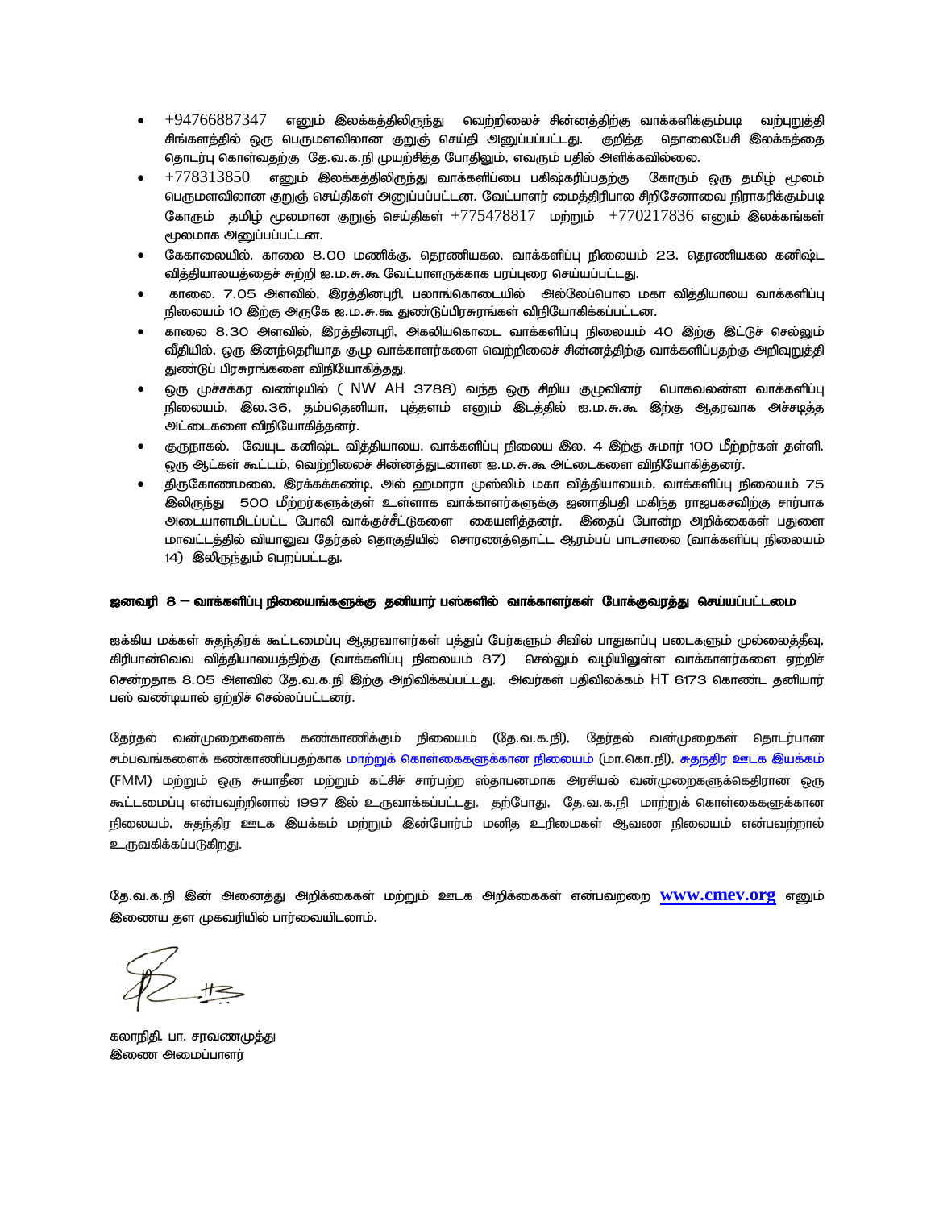- +94766887347 எனும் இலக்கத்திலிருந்து வெற்றிலைச் சின்னத்திற்கு வாக்களிக்கும்படி வற்புறுத்தி சிங்களத்தில் ஒரு பெருமளவிலான குறுஞ் செய்தி அனுப்பப்பட்டது. குறித்த தொலைபேசி இலக்கத்தை தொடர்பு கொள்வதற்கு தே.வ.க.நி முயற்சித்த போதிலும், எவரும் பதில் அளிக்கவில்லை.
- +778313850 எனும் இலக்கத்திலிருந்து வாக்களிப்பை பகிஷ்கரிப்பதற்கு கோரும் ஒரு தமிழ் மூலம் பெருமளவிலான குறுஞ் செய்திகள் அனுப்பப்பட்டன. வேட்பாளர் மைத்திரிபால சிறிசேனாவை நிராகரிக்கும்படி கோரும் தமிழ் மூலமான குறுஞ் செய்திகள் +775478817 மற்றும் +770217836 எனும் இலக்கங்கள் மூலமாக அனுப்பப்பட்டன.
- கேகாலையில், காலை 8.00 மணிக்கு, தெரணியகல, வாக்களிப்பு நிலையம் 23, தெரணியகல கனிஷ்ட வித்தியாலயத்தைச் சுற்றி ஐ.ம.சு.கூ வேட்பாளருக்காக பரப்புரை செய்யப்பட்டது.
- காலை. 7.05 அளவில், இரத்தினபுரி, பலாங்கொடையில் அல்லேப்பொல மகா வித்தியாலய வாக்களிப்பு நிலையம் 10 இற்கு அருகே ஐ.ம.சு.கூ துண்டுப்பிரசுரங்கள் விநியோகிக்கப்பட்டன.
- காலை 8.30 அளவில், இரத்தினபுரி, அகலியகொடை வாக்களிப்பு நிலையம் 40 இற்கு இட்டுச் செல்லும் வீதியில், ஒரு இனந்தெரியாத குழு வாக்காளர்களை வெற்றிலைச் சின்னத்திற்கு வாக்களிப்பதற்கு அறிவுறுத்தி துண்டுப் பிரசுரங்களை விநியோகித்தது.
- ஒரு முச்சக்கர வண்டியில் ( NW AH 3788) வந்த ஒரு சிறிய குழுவினர் பொகவலன்ன வாக்களிப்பு நிலையம், இல.36, தம்பதெனியா, புத்தளம் எனும் இடத்தில் ஐ.ம.சு.கூ இற்கு ஆதரவாக அச்சடித்த அட்டைகளை விநியோகித்தனர்.
- குருநாகல், வேயுட கனிஷ்ட வித்தியாலய, வாக்களிப்பு நிலைய இல. 4 இற்கு சுமார் 100 மீற்றர்கள் தள்ளி, ஒரு ஆட்கள் கூட்டம், வெற்றிலைச் சின்னத்துடனான ஐ.ம.சு.கூ அட்டைகளை விநியோகித்தனர்.
- திருகோணமலை, இரக்கக்கண்டி, அல் ஹமாரா முஸ்லிம் மகா வித்தியாலயம், வாக்களிப்பு நிலையம் 75 இலிருந்து 500 மீற்றர்களுக்குள் உள்ளாக வாக்காளர்களுக்கு ஜனாதிபதி மகிந்த ராஜபகசவிற்கு சார்பாக அடையாளமிடப்பட்ட போலி வாக்குச்சீட்டுகளை கையளித்தனர். இதைப் போன்ற அறிக்கைகள் பதுளை மாவட்டத்தில் வியாலுவ தேர்தல் தொகுதியில் சொரணத்தொட்ட ஆரம்பப் பாடசாலை (வாக்களிப்பு நிலையம் 14) இலிருந்தும் பெறப்பட்டது.

**ஜனவரி 8 – வாக்களிப்பு நிலையங்களுக்கு தனியார் பஸ்களில் வாக்காளர்கள் போக்குவரத்து செய்யப்பட்டமை**

ஐக்கிய மக்கள் சுதந்திரக் கூட்டமைப்பு ஆதரவாளர்கள் பத்துப் பேர்களும் சிவில் பாதுகாப்பு படைகளும் முல்லைத்தீவு, கிரிபான்வெவ வித்தியாலயத்திற்கு (வாக்களிப்பு நிலையம் 87) செல்லும் வழியிலுள்ள வாக்காளர்களை ஏற்றிச் சென்றதாக 8.05 அளவில் தே.வ.க.நி இற்கு அறிவிக்கப்பட்டது. அவர்கள் பதிவிலக்கம் HT 6173 கொண்ட தனியார் பஸ் வண்டியால் ஏற்றிச் செல்லப்பட்டனர்.

தேர்தல் வன்முறைகளைக் கண்காணிக்கும் நிலையம் (தே.வ.க.நி), தேர்தல் வன்முறைகள் தொடர்பான சம்பவங்களைக் கண்காணிப்பதற்காக மாற்றுக் கொள்கைகளுக்கான நிலையம் (மா.கொ.நி), சுதந்திர ஊடக இயக்கம் (FMM) மற்றும் ஒரு சுயாதீன மற்றும் கட்சிச் சார்பற்ற ஸ்தாபனமாக அரசியல் வன்முறைகளுக்கெதிரான ஒரு கூட்டமைப்பு என்பவற்றினால் 1997 இல் உருவாக்கப்பட்டது. தற்போது, தே.வ.க.நி மாற்றுக் கொள்கைகளுக்கான நிலையம், சுதந்திர ஊடக இயக்கம் மற்றும் இன்போர்ம் மனித உரிமைகள் ஆவண நிலையம் என்பவற்றால் உருவகிக்கப்படுகிறது.

தே.வ.க.நி இன் அனைத்து அறிக்கைகள் மற்றும் ஊடக அறிக்கைகள் என்பவற்றை **www.cmev.org** எனும் இணைய தள முகவரியில் பார்வையிடலாம்.

கலாநிதி. பா. சரவணமுத்து
இணை அமைப்பாளர்